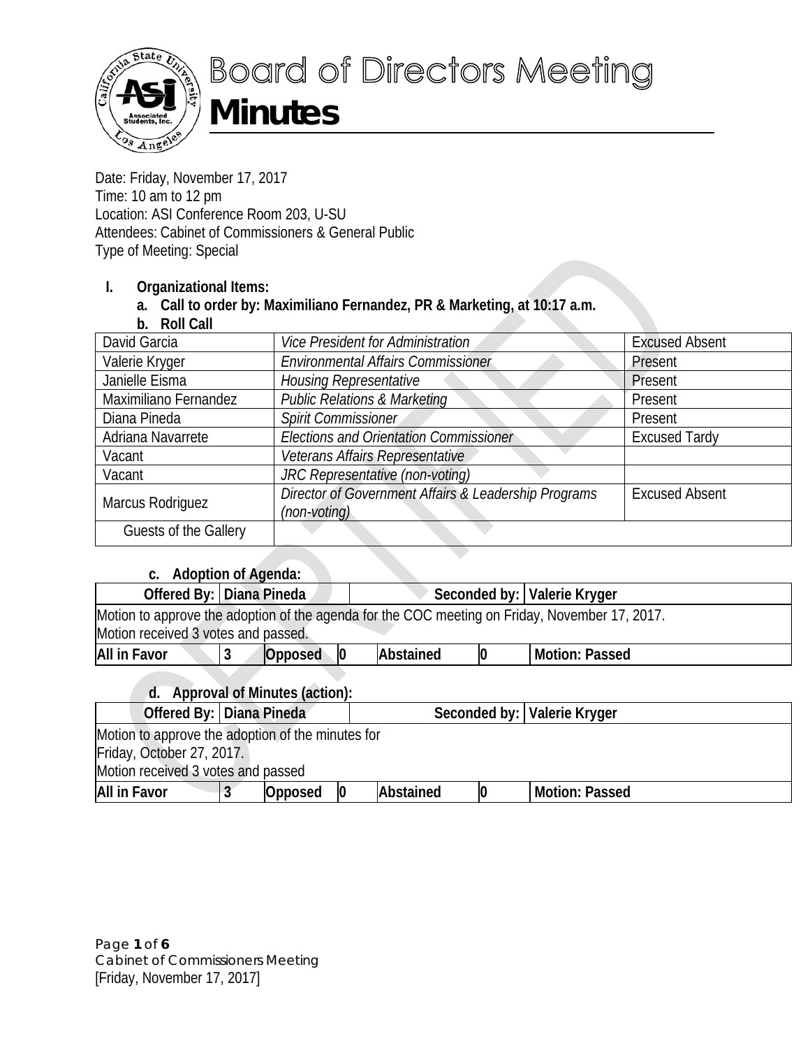# Board of Directors Meeting

## Minutes

Date: Friday, November 17, 2017
Time: 10 am to 12 pm
Location: ASI Conference Room 203, U-SU
Attendees: Cabinet of Commissioners & General Public
Type of Meeting: Special

**I. Organizational Items:**

**a. Call to order by: Maximiliano Fernandez, PR & Marketing, at 10:17 a.m.**

**b. Roll Call**

| | | |
|---|---|---|
| David Garcia | *Vice President for Administration* | Excused Absent |
| Valerie Kryger | *Environmental Affairs Commissioner* | Present |
| Janielle Eisma | *Housing Representative* | Present |
| Maximiliano Fernandez | *Public Relations & Marketing* | Present |
| Diana Pineda | *Spirit Commissioner* | Present |
| Adriana Navarrete | *Elections and Orientation Commissioner* | Excused Tardy |
| Vacant | *Veterans Affairs Representative* | |
| Vacant | *JRC Representative (non-voting)* | |
| Marcus Rodriguez | *Director of Government Affairs & Leadership Programs (non-voting)* | Excused Absent |
| Guests of the Gallery | | |

**c. Adoption of Agenda:**

| **Offered By:** | **Diana Pineda** | | | | **Seconded by:** | **Valerie Kryger** |
|---|---|---|---|---|---|---|
| Motion to approve the adoption of the agenda for the COC meeting on Friday, November 17, 2017. Motion received 3 votes and passed. | | | | | | |
| **All in Favor** | **3** | **Opposed** | **0** | **Abstained** | **0** | **Motion: Passed** |

**d. Approval of Minutes (action):**

| **Offered By:** | **Diana Pineda** | | | | **Seconded by:** | **Valerie Kryger** |
|---|---|---|---|---|---|---|
| Motion to approve the adoption of the minutes for Friday, October 27, 2017. Motion received 3 votes and passed | | | | | | |
| **All in Favor** | **3** | **Opposed** | **0** | **Abstained** | **0** | **Motion: Passed** |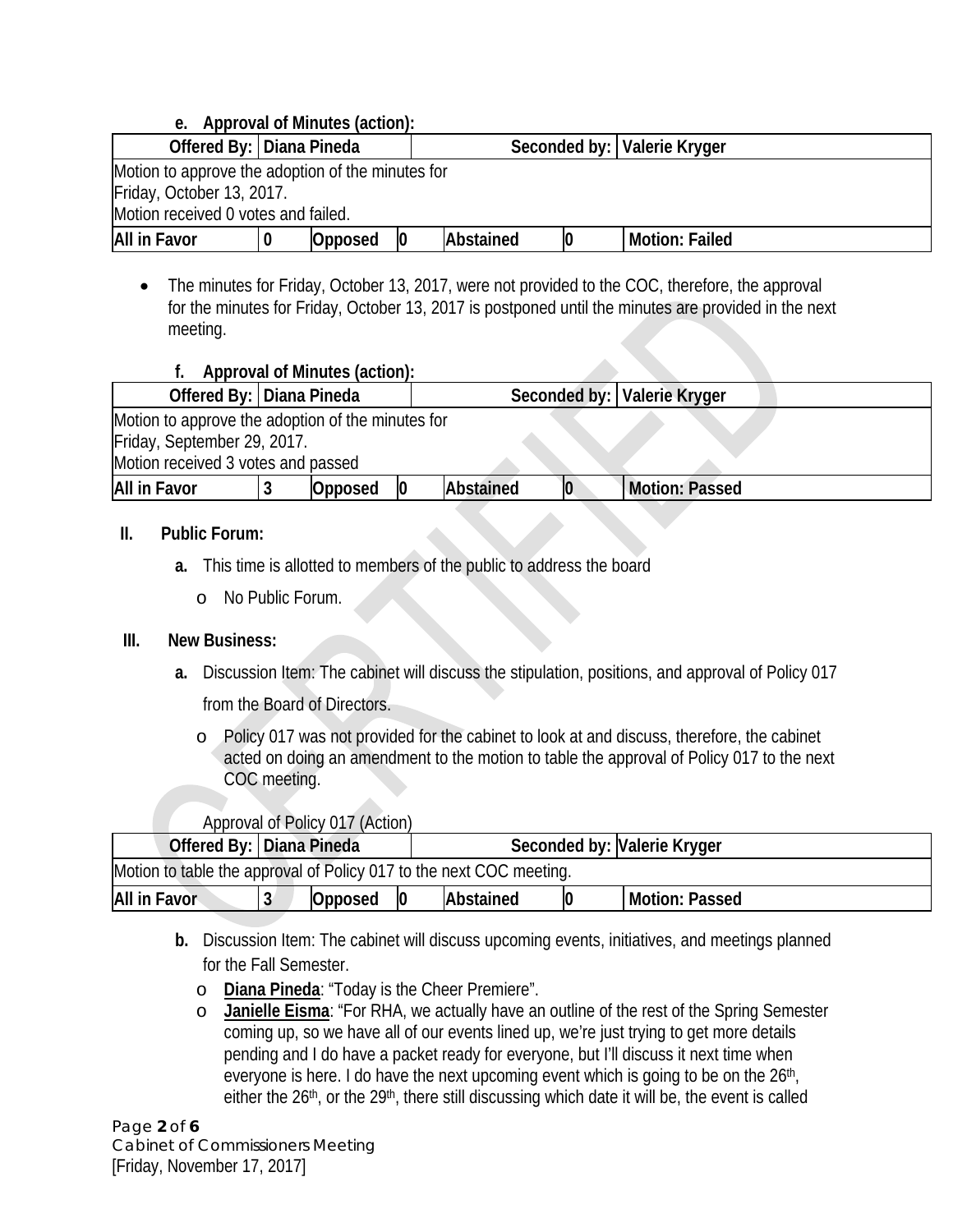**e. Approval of Minutes (action):**

| Offered By: | Diana Pineda | | | Seconded by: | Valerie Kryger | |
|---|---|---|---|---|---|---|
| Motion to approve the adoption of the minutes for Friday, October 13, 2017. Motion received 0 votes and failed. | | | | | | |
| All in Favor | 0 | Opposed | 0 | Abstained | 0 | Motion: Failed |

- The minutes for Friday, October 13, 2017, were not provided to the COC, therefore, the approval for the minutes for Friday, October 13, 2017 is postponed until the minutes are provided in the next meeting.

**f. Approval of Minutes (action):**

| Offered By: | Diana Pineda | | | Seconded by: | Valerie Kryger | |
|---|---|---|---|---|---|---|
| Motion to approve the adoption of the minutes for Friday, September 29, 2017. Motion received 3 votes and passed | | | | | | |
| All in Favor | 3 | Opposed | 0 | Abstained | 0 | Motion: Passed |

## II. Public Forum:

**a.** This time is allotted to members of the public to address the board

- No Public Forum.

## III. New Business:

**a.** Discussion Item: The cabinet will discuss the stipulation, positions, and approval of Policy 017 from the Board of Directors.

- Policy 017 was not provided for the cabinet to look at and discuss, therefore, the cabinet acted on doing an amendment to the motion to table the approval of Policy 017 to the next COC meeting.

Approval of Policy 017 (Action)

| Offered By: | Diana Pineda | | | Seconded by: | Valerie Kryger | |
|---|---|---|---|---|---|---|
| Motion to table the approval of Policy 017 to the next COC meeting. | | | | | | |
| All in Favor | 3 | Opposed | 0 | Abstained | 0 | Motion: Passed |

**b.** Discussion Item: The cabinet will discuss upcoming events, initiatives, and meetings planned for the Fall Semester.

- **Diana Pineda**: "Today is the Cheer Premiere".
- **Janielle Eisma**: "For RHA, we actually have an outline of the rest of the Spring Semester coming up, so we have all of our events lined up, we're just trying to get more details pending and I do have a packet ready for everyone, but I'll discuss it next time when everyone is here. I do have the next upcoming event which is going to be on the 26th, either the 26th, or the 29th, there still discussing which date it will be, the event is called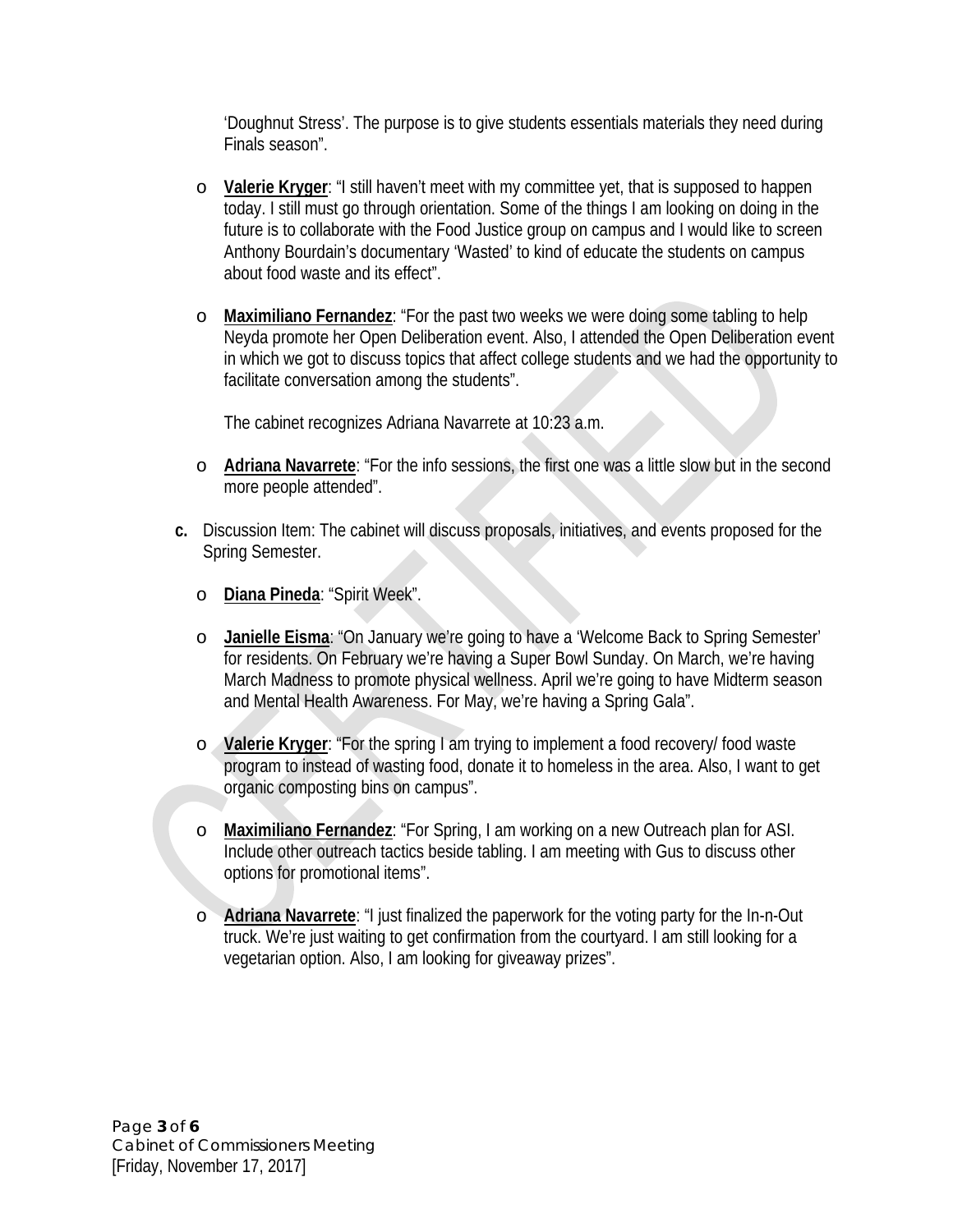'Doughnut Stress'. The purpose is to give students essentials materials they need during Finals season".

- **Valerie Kryger**: "I still haven't meet with my committee yet, that is supposed to happen today. I still must go through orientation. Some of the things I am looking on doing in the future is to collaborate with the Food Justice group on campus and I would like to screen Anthony Bourdain's documentary 'Wasted' to kind of educate the students on campus about food waste and its effect".

- **Maximiliano Fernandez**: "For the past two weeks we were doing some tabling to help Neyda promote her Open Deliberation event. Also, I attended the Open Deliberation event in which we got to discuss topics that affect college students and we had the opportunity to facilitate conversation among the students".

  The cabinet recognizes Adriana Navarrete at 10:23 a.m.

- **Adriana Navarrete**: "For the info sessions, the first one was a little slow but in the second more people attended".

**c.** Discussion Item: The cabinet will discuss proposals, initiatives, and events proposed for the Spring Semester.

- **Diana Pineda**: "Spirit Week".

- **Janielle Eisma**: "On January we're going to have a 'Welcome Back to Spring Semester' for residents. On February we're having a Super Bowl Sunday. On March, we're having March Madness to promote physical wellness. April we're going to have Midterm season and Mental Health Awareness. For May, we're having a Spring Gala".

- **Valerie Kryger**: "For the spring I am trying to implement a food recovery/ food waste program to instead of wasting food, donate it to homeless in the area. Also, I want to get organic composting bins on campus".

- **Maximiliano Fernandez**: "For Spring, I am working on a new Outreach plan for ASI. Include other outreach tactics beside tabling. I am meeting with Gus to discuss other options for promotional items".

- **Adriana Navarrete**: "I just finalized the paperwork for the voting party for the In-n-Out truck. We're just waiting to get confirmation from the courtyard. I am still looking for a vegetarian option. Also, I am looking for giveaway prizes".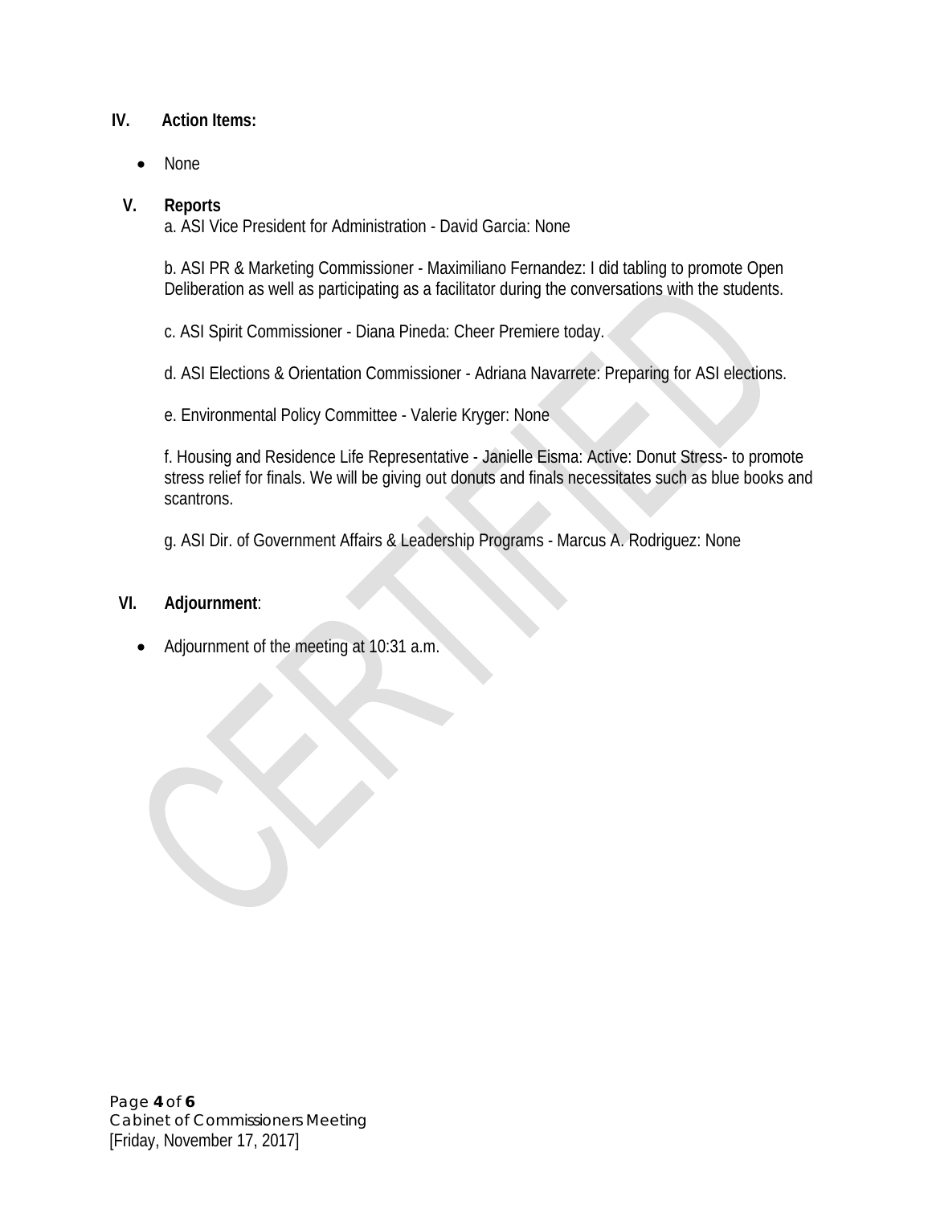## IV. Action Items:

- None

## V. Reports

a. ASI Vice President for Administration - David Garcia: None

b. ASI PR & Marketing Commissioner - Maximiliano Fernandez: I did tabling to promote Open Deliberation as well as participating as a facilitator during the conversations with the students.

c. ASI Spirit Commissioner - Diana Pineda: Cheer Premiere today.

d. ASI Elections & Orientation Commissioner - Adriana Navarrete: Preparing for ASI elections.

e. Environmental Policy Committee - Valerie Kryger: None

f. Housing and Residence Life Representative - Janielle Eisma: Active: Donut Stress- to promote stress relief for finals. We will be giving out donuts and finals necessitates such as blue books and scantrons.

g. ASI Dir. of Government Affairs & Leadership Programs - Marcus A. Rodriguez: None

## VI. Adjournment:

- Adjournment of the meeting at 10:31 a.m.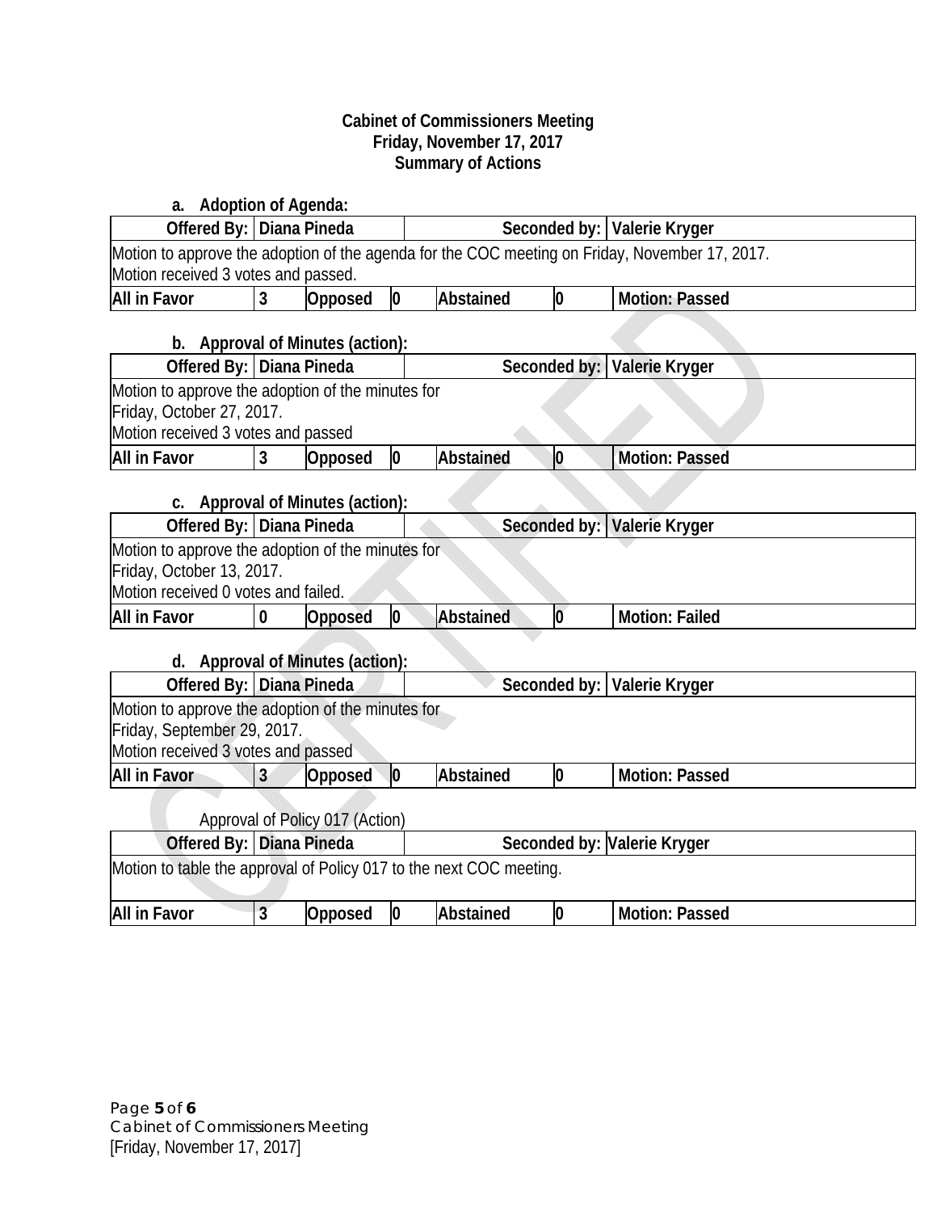**Cabinet of Commissioners Meeting**
**Friday, November 17, 2017**
**Summary of Actions**

**a. Adoption of Agenda:**

| Offered By: | Diana Pineda | | | Seconded by: | Valerie Kryger | |
|---|---|---|---|---|---|---|
| Motion to approve the adoption of the agenda for the COC meeting on Friday, November 17, 2017. Motion received 3 votes and passed. | | | | | | |
| **All in Favor** | **3** | **Opposed** | **0** | **Abstained** | **0** | **Motion: Passed** |

**b. Approval of Minutes (action):**

| Offered By: | Diana Pineda | | | Seconded by: | Valerie Kryger | |
|---|---|---|---|---|---|---|
| Motion to approve the adoption of the minutes for Friday, October 27, 2017. Motion received 3 votes and passed | | | | | | |
| **All in Favor** | **3** | **Opposed** | **0** | **Abstained** | **0** | **Motion: Passed** |

**c. Approval of Minutes (action):**

| Offered By: | Diana Pineda | | | Seconded by: | Valerie Kryger | |
|---|---|---|---|---|---|---|
| Motion to approve the adoption of the minutes for Friday, October 13, 2017. Motion received 0 votes and failed. | | | | | | |
| **All in Favor** | **0** | **Opposed** | **0** | **Abstained** | **0** | **Motion: Failed** |

**d. Approval of Minutes (action):**

| Offered By: | Diana Pineda | | | Seconded by: | Valerie Kryger | |
|---|---|---|---|---|---|---|
| Motion to approve the adoption of the minutes for Friday, September 29, 2017. Motion received 3 votes and passed | | | | | | |
| **All in Favor** | **3** | **Opposed** | **0** | **Abstained** | **0** | **Motion: Passed** |

Approval of Policy 017 (Action)

| Offered By: | Diana Pineda | | | Seconded by: | Valerie Kryger | |
|---|---|---|---|---|---|---|
| Motion to table the approval of Policy 017 to the next COC meeting. | | | | | | |
| **All in Favor** | **3** | **Opposed** | **0** | **Abstained** | **0** | **Motion: Passed** |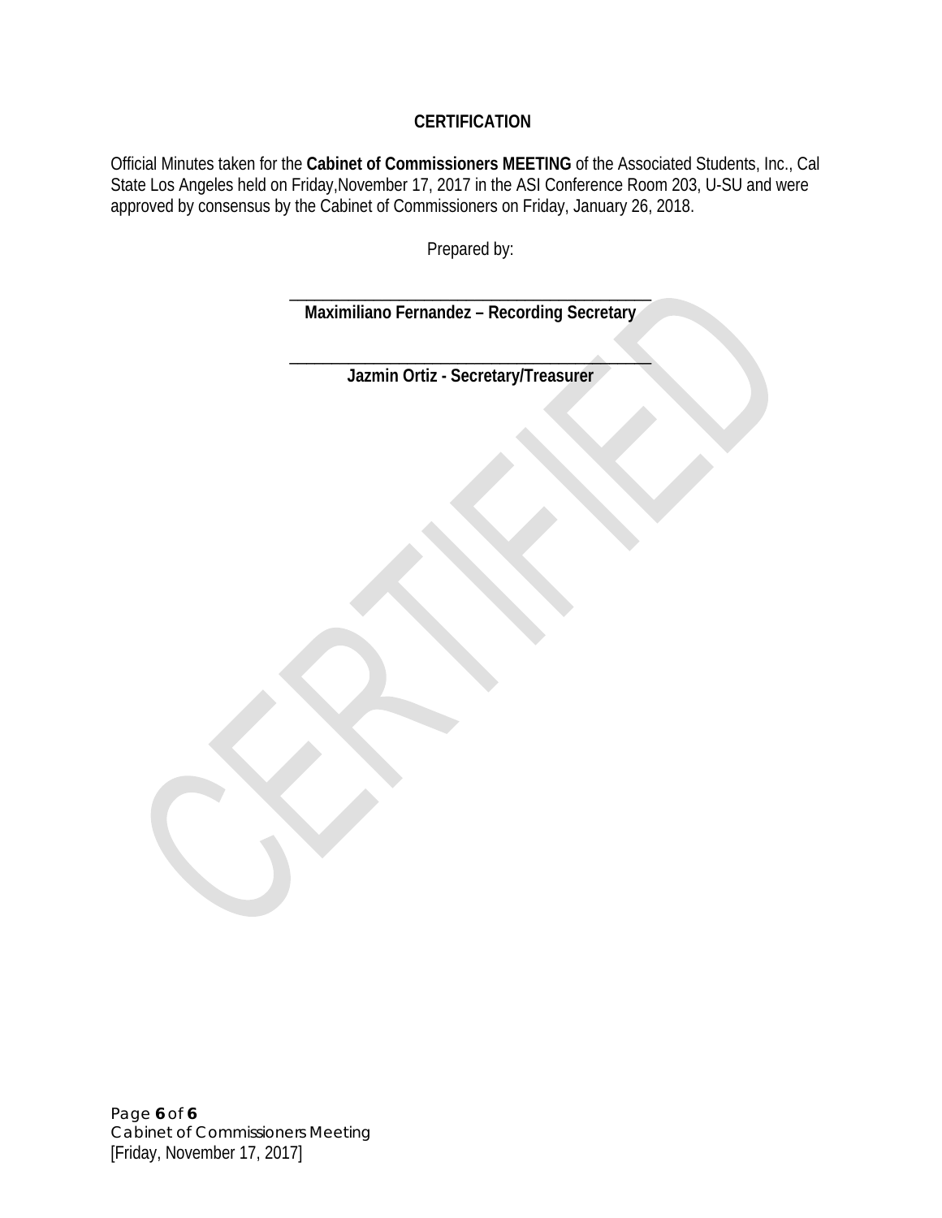**CERTIFICATION**

Official Minutes taken for the **Cabinet of Commissioners MEETING** of the Associated Students, Inc., Cal State Los Angeles held on Friday,November 17, 2017 in the ASI Conference Room 203, U-SU and were approved by consensus by the Cabinet of Commissioners on Friday, January 26, 2018.

Prepared by:

\_\_\_\_\_\_\_\_\_\_\_\_\_\_\_\_\_\_\_\_\_\_\_\_\_\_\_\_\_\_\_\_\_\_\_\_\_\_\_\_\_\_\_\_
**Maximiliano Fernandez – Recording Secretary**

\_\_\_\_\_\_\_\_\_\_\_\_\_\_\_\_\_\_\_\_\_\_\_\_\_\_\_\_\_\_\_\_\_\_\_\_\_\_\_\_\_\_\_\_
**Jazmin Ortiz - Secretary/Treasurer**